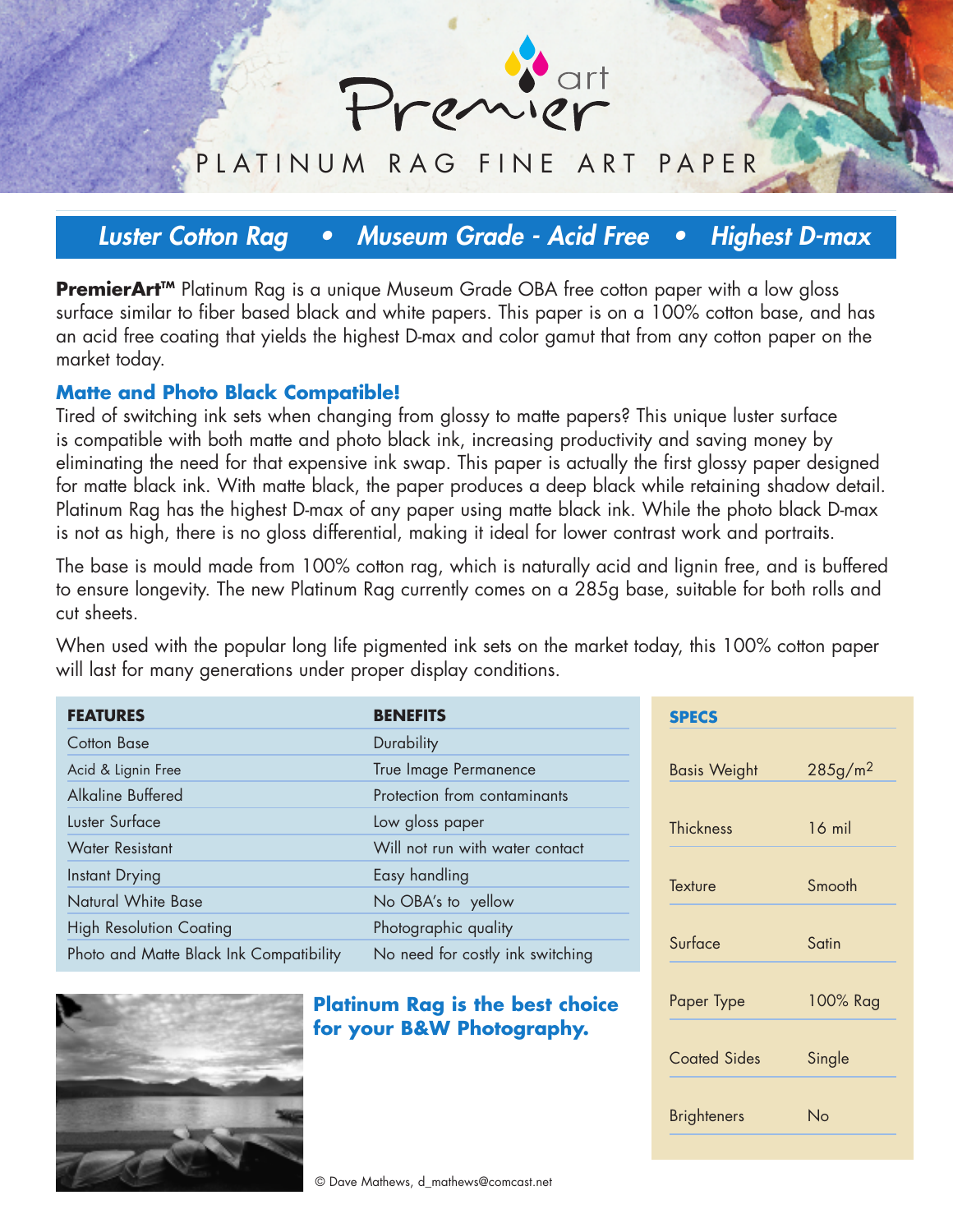# PremierArt

## PLATINUM RAG FINE ART PAPER

***Luster Cotton Rag • Museum Grade - Acid Free • Highest D-max***

**PremierArt™** Platinum Rag is a unique Museum Grade OBA free cotton paper with a low gloss surface similar to fiber based black and white papers. This paper is on a 100% cotton base, and has an acid free coating that yields the highest D-max and color gamut that from any cotton paper on the market today.

### Matte and Photo Black Compatible!

Tired of switching ink sets when changing from glossy to matte papers? This unique luster surface is compatible with both matte and photo black ink, increasing productivity and saving money by eliminating the need for that expensive ink swap. This paper is actually the first glossy paper designed for matte black ink. With matte black, the paper produces a deep black while retaining shadow detail. Platinum Rag has the highest D-max of any paper using matte black ink. While the photo black D-max is not as high, there is no gloss differential, making it ideal for lower contrast work and portraits.

The base is mould made from 100% cotton rag, which is naturally acid and lignin free, and is buffered to ensure longevity. The new Platinum Rag currently comes on a 285g base, suitable for both rolls and cut sheets.

When used with the popular long life pigmented ink sets on the market today, this 100% cotton paper will last for many generations under proper display conditions.

| FEATURES | BENEFITS |
|---|---|
| Cotton Base | Durability |
| Acid & Lignin Free | True Image Permanence |
| Alkaline Buffered | Protection from contaminants |
| Luster Surface | Low gloss paper |
| Water Resistant | Will not run with water contact |
| Instant Drying | Easy handling |
| Natural White Base | No OBA's to yellow |
| High Resolution Coating | Photographic quality |
| Photo and Matte Black Ink Compatibility | No need for costly ink switching |

| SPECS | |
|---|---|
| Basis Weight | 285g/m$^2$ |
| Thickness | 16 mil |
| Texture | Smooth |
| Surface | Satin |
| Paper Type | 100% Rag |
| Coated Sides | Single |
| Brighteners | No |

**Platinum Rag is the best choice for your B&W Photography.**

© Dave Mathews, d_mathews@comcast.net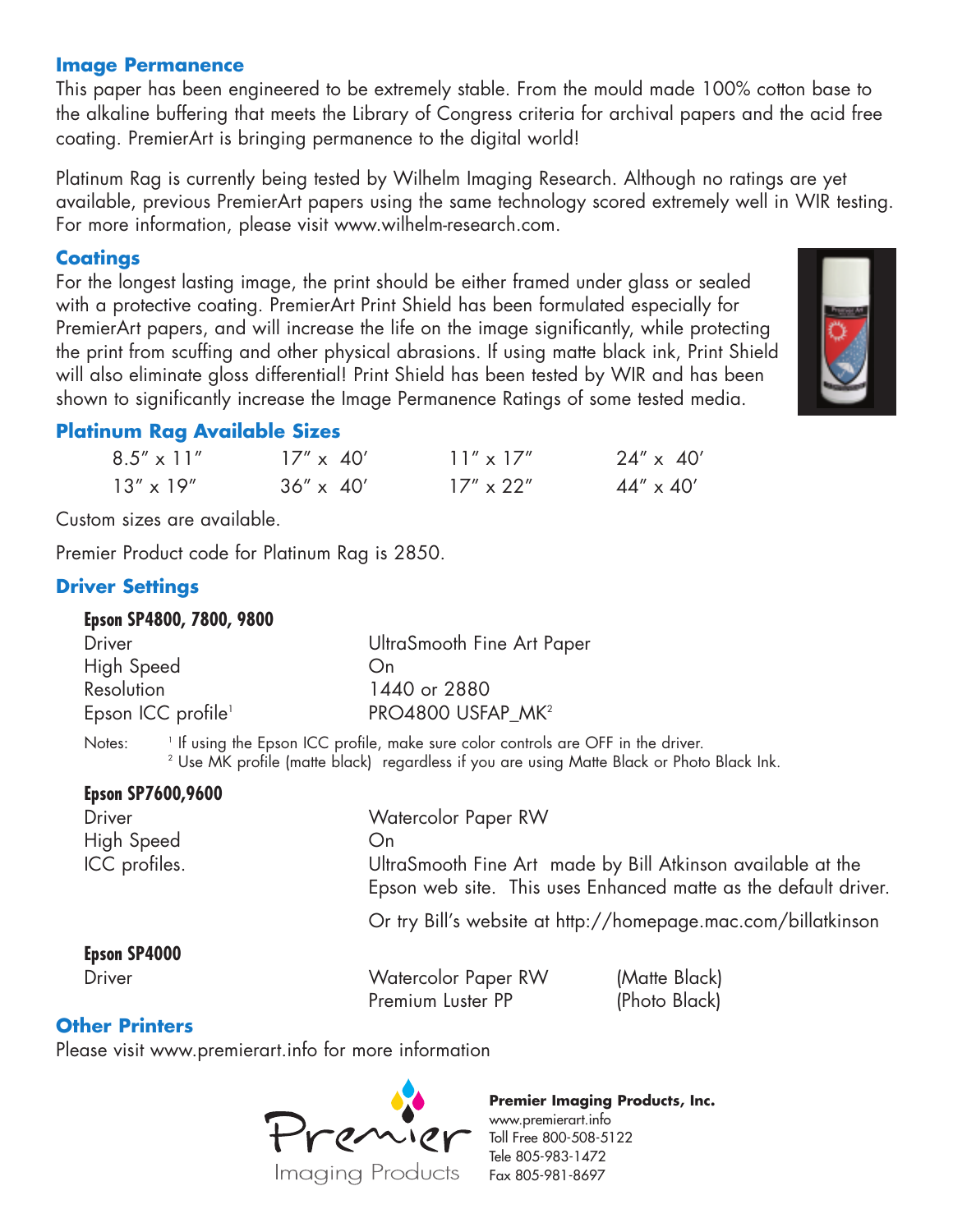## Image Permanence

This paper has been engineered to be extremely stable. From the mould made 100% cotton base to the alkaline buffering that meets the Library of Congress criteria for archival papers and the acid free coating. PremierArt is bringing permanence to the digital world!

Platinum Rag is currently being tested by Wilhelm Imaging Research. Although no ratings are yet available, previous PremierArt papers using the same technology scored extremely well in WIR testing. For more information, please visit www.wilhelm-research.com.

## Coatings

For the longest lasting image, the print should be either framed under glass or sealed with a protective coating. PremierArt Print Shield has been formulated especially for PremierArt papers, and will increase the life on the image significantly, while protecting the print from scuffing and other physical abrasions. If using matte black ink, Print Shield will also eliminate gloss differential! Print Shield has been tested by WIR and has been shown to significantly increase the Image Permanence Ratings of some tested media.

## Platinum Rag Available Sizes

| | | | |
|---|---|---|---|
| 8.5″ x 11″ | 17″ x 40′ | 11″ x 17″ | 24″ x 40′ |
| 13″ x 19″ | 36″ x 40′ | 17″ x 22″ | 44″ x 40′ |

Custom sizes are available.

Premier Product code for Platinum Rag is 2850.

## Driver Settings

**Epson SP4800, 7800, 9800**

| | |
|---|---|
| Driver | UltraSmooth Fine Art Paper |
| High Speed | On |
| Resolution | 1440 or 2880 |
| Epson ICC profile[1] | PRO4800 USFAP_MK[2] |

Notes: [1] If using the Epson ICC profile, make sure color controls are OFF in the driver.
[2] Use MK profile (matte black) regardless if you are using Matte Black or Photo Black Ink.

**Epson SP7600,9600**

| | |
|---|---|
| Driver | Watercolor Paper RW |
| High Speed | On |
| ICC profiles. | UltraSmooth Fine Art made by Bill Atkinson available at the Epson web site. This uses Enhanced matte as the default driver. |
| | Or try Bill's website at http://homepage.mac.com/billatkinson |

**Epson SP4000**

| | | |
|---|---|---|
| Driver | Watercolor Paper RW | (Matte Black) |
| | Premium Luster PP | (Photo Black) |

## Other Printers

Please visit www.premierart.info for more information

Premier Imaging Products

**Premier Imaging Products, Inc.**
www.premierart.info
Toll Free 800-508-5122
Tele 805-983-1472
Fax 805-981-8697